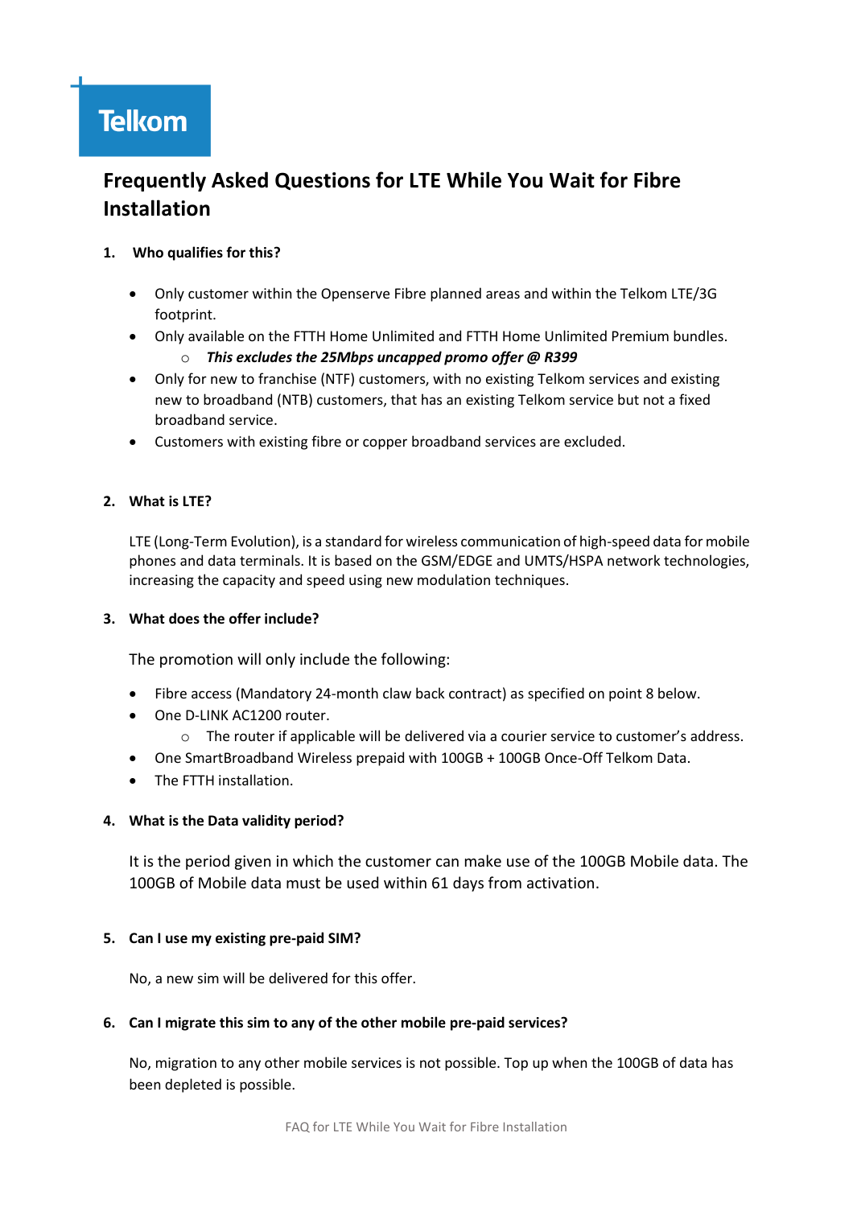Telkom

# Frequently Asked Questions for LTE While You Wait for Fibre Installation

1. **Who qualifies for this?**

- Only customer within the Openserve Fibre planned areas and within the Telkom LTE/3G footprint.
- Only available on the FTTH Home Unlimited and FTTH Home Unlimited Premium bundles.
  - ***This excludes the 25Mbps uncapped promo offer @ R399***
- Only for new to franchise (NTF) customers, with no existing Telkom services and existing new to broadband (NTB) customers, that has an existing Telkom service but not a fixed broadband service.
- Customers with existing fibre or copper broadband services are excluded.

2. **What is LTE?**

LTE (Long-Term Evolution), is a standard for wireless communication of high-speed data for mobile phones and data terminals. It is based on the GSM/EDGE and UMTS/HSPA network technologies, increasing the capacity and speed using new modulation techniques.

3. **What does the offer include?**

The promotion will only include the following:

- Fibre access (Mandatory 24-month claw back contract) as specified on point 8 below.
- One D-LINK AC1200 router.
  - The router if applicable will be delivered via a courier service to customer's address.
- One SmartBroadband Wireless prepaid with 100GB + 100GB Once-Off Telkom Data.
- The FTTH installation.

4. **What is the Data validity period?**

It is the period given in which the customer can make use of the 100GB Mobile data. The 100GB of Mobile data must be used within 61 days from activation.

5. **Can I use my existing pre-paid SIM?**

No, a new sim will be delivered for this offer.

6. **Can I migrate this sim to any of the other mobile pre-paid services?**

No, migration to any other mobile services is not possible. Top up when the 100GB of data has been depleted is possible.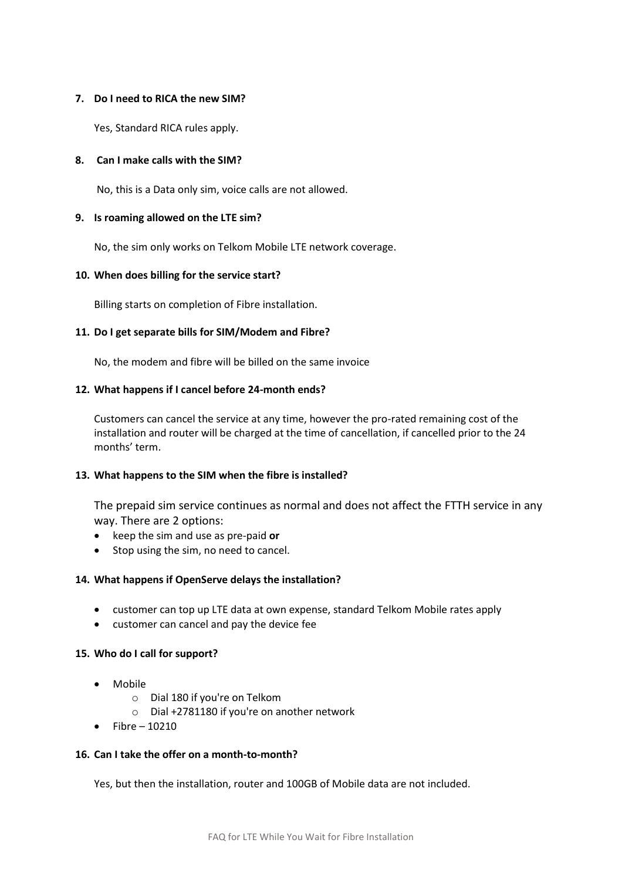**7. Do I need to RICA the new SIM?**

Yes, Standard RICA rules apply.

**8. Can I make calls with the SIM?**

No, this is a Data only sim, voice calls are not allowed.

**9. Is roaming allowed on the LTE sim?**

No, the sim only works on Telkom Mobile LTE network coverage.

**10. When does billing for the service start?**

Billing starts on completion of Fibre installation.

**11. Do I get separate bills for SIM/Modem and Fibre?**

No, the modem and fibre will be billed on the same invoice

**12. What happens if I cancel before 24-month ends?**

Customers can cancel the service at any time, however the pro-rated remaining cost of the installation and router will be charged at the time of cancellation, if cancelled prior to the 24 months' term.

**13. What happens to the SIM when the fibre is installed?**

The prepaid sim service continues as normal and does not affect the FTTH service in any way. There are 2 options:

- keep the sim and use as pre-paid **or**
- Stop using the sim, no need to cancel.

**14. What happens if OpenServe delays the installation?**

- customer can top up LTE data at own expense, standard Telkom Mobile rates apply
- customer can cancel and pay the device fee

**15. Who do I call for support?**

- Mobile
  - Dial 180 if you're on Telkom
  - Dial +2781180 if you're on another network
- Fibre – 10210

**16. Can I take the offer on a month-to-month?**

Yes, but then the installation, router and 100GB of Mobile data are not included.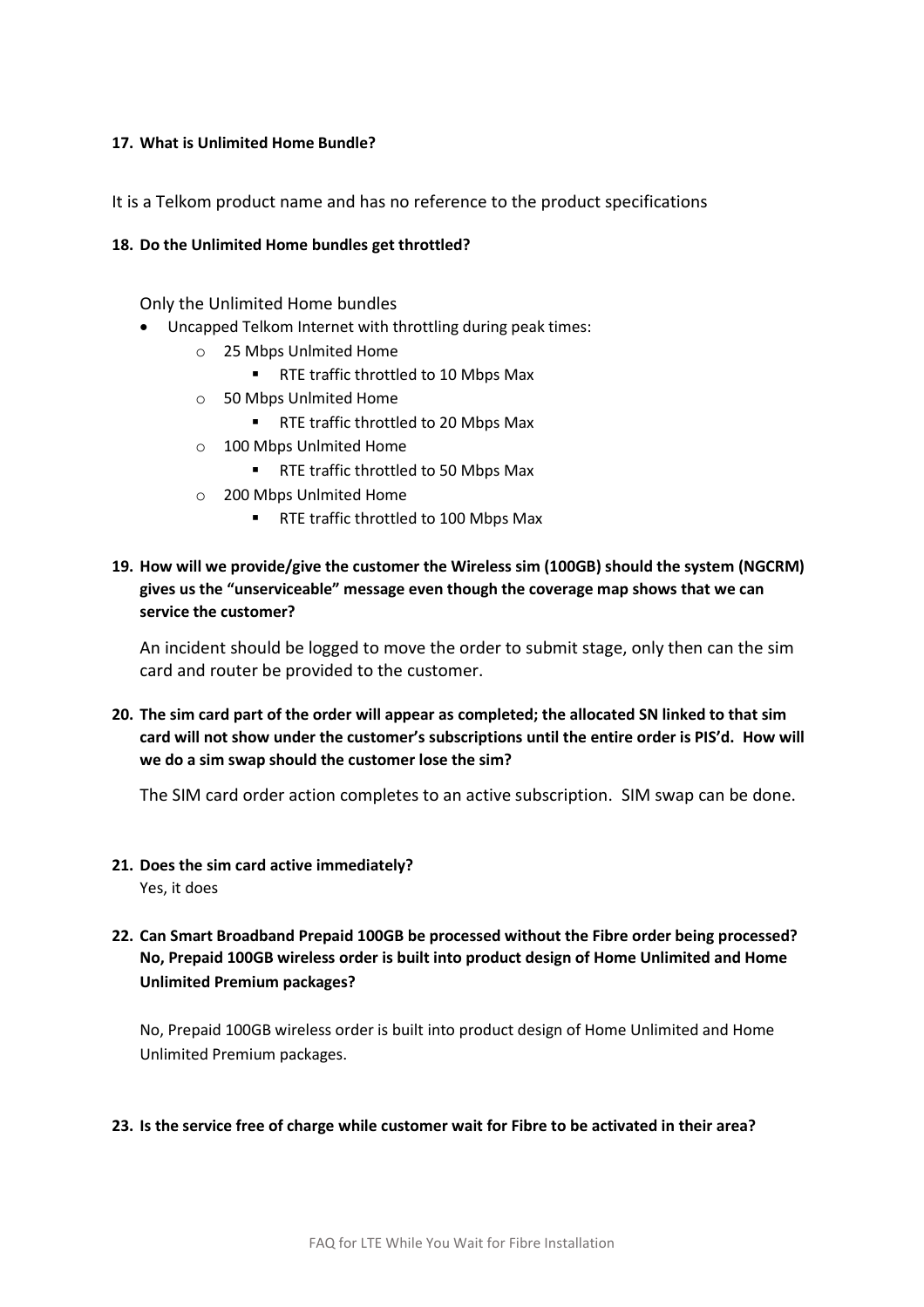**17. What is Unlimited Home Bundle?**

It is a Telkom product name and has no reference to the product specifications

**18. Do the Unlimited Home bundles get throttled?**

Only the Unlimited Home bundles

- Uncapped Telkom Internet with throttling during peak times:
    - 25 Mbps Unlmited Home
        - RTE traffic throttled to 10 Mbps Max
    - 50 Mbps Unlmited Home
        - RTE traffic throttled to 20 Mbps Max
    - 100 Mbps Unlmited Home
        - RTE traffic throttled to 50 Mbps Max
    - 200 Mbps Unlmited Home
        - RTE traffic throttled to 100 Mbps Max

**19. How will we provide/give the customer the Wireless sim (100GB) should the system (NGCRM) gives us the "unserviceable" message even though the coverage map shows that we can service the customer?**

An incident should be logged to move the order to submit stage, only then can the sim card and router be provided to the customer.

**20. The sim card part of the order will appear as completed; the allocated SN linked to that sim card will not show under the customer's subscriptions until the entire order is PIS'd. How will we do a sim swap should the customer lose the sim?**

The SIM card order action completes to an active subscription. SIM swap can be done.

**21. Does the sim card active immediately?**
Yes, it does

**22. Can Smart Broadband Prepaid 100GB be processed without the Fibre order being processed? No, Prepaid 100GB wireless order is built into product design of Home Unlimited and Home Unlimited Premium packages?**

No, Prepaid 100GB wireless order is built into product design of Home Unlimited and Home Unlimited Premium packages.

**23. Is the service free of charge while customer wait for Fibre to be activated in their area?**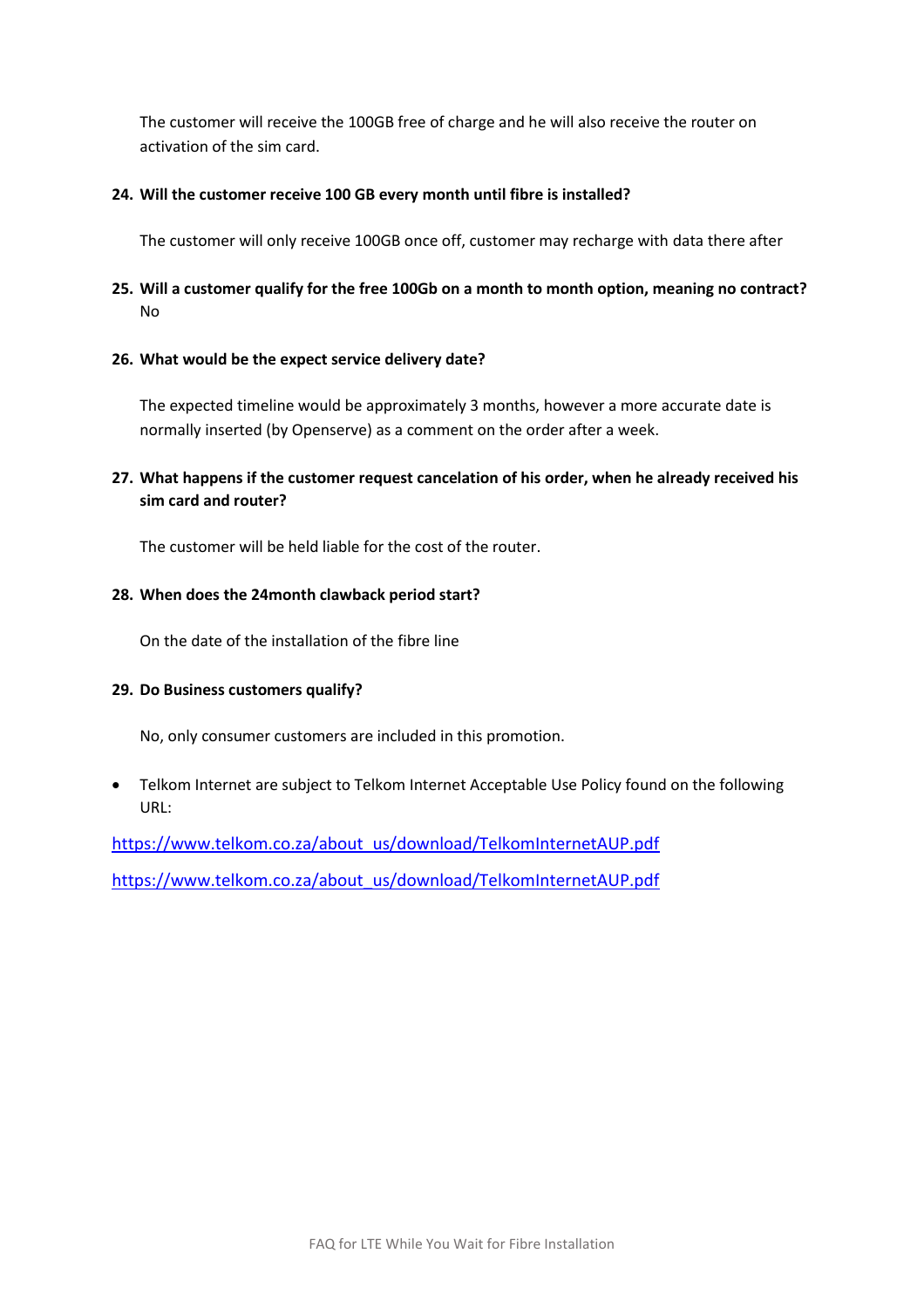The customer will receive the 100GB free of charge and he will also receive the router on activation of the sim card.

**24. Will the customer receive 100 GB every month until fibre is installed?**

The customer will only receive 100GB once off, customer may recharge with data there after

**25. Will a customer qualify for the free 100Gb on a month to month option, meaning no contract?**
No

**26. What would be the expect service delivery date?**

The expected timeline would be approximately 3 months, however a more accurate date is normally inserted (by Openserve) as a comment on the order after a week.

**27. What happens if the customer request cancelation of his order, when he already received his sim card and router?**

The customer will be held liable for the cost of the router.

**28. When does the 24month clawback period start?**

On the date of the installation of the fibre line

**29. Do Business customers qualify?**

No, only consumer customers are included in this promotion.

- Telkom Internet are subject to Telkom Internet Acceptable Use Policy found on the following URL:

https://www.telkom.co.za/about_us/download/TelkomInternetAUP.pdf

https://www.telkom.co.za/about_us/download/TelkomInternetAUP.pdf